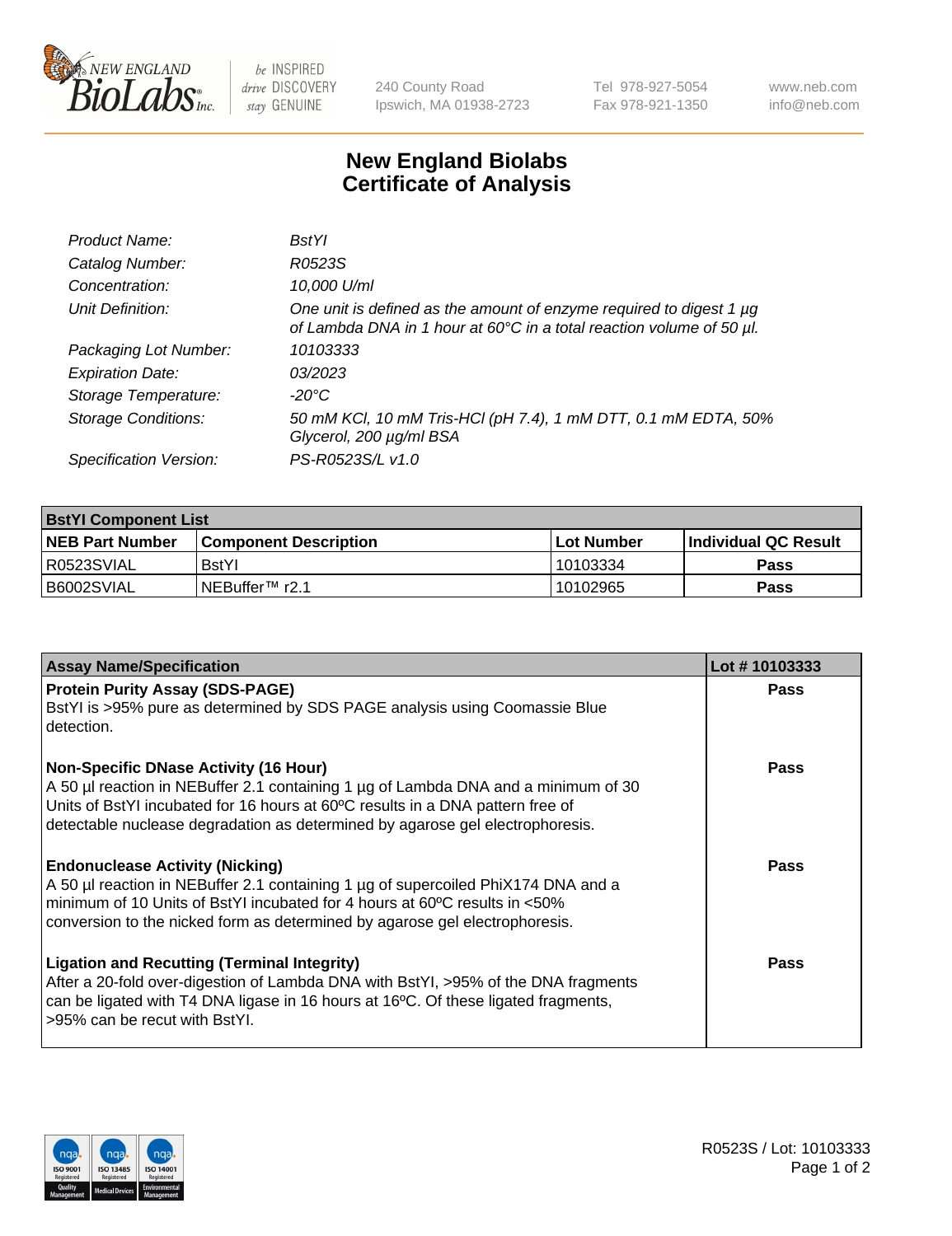New England BioLabs Inc. — be INSPIRED drive DISCOVERY stay GENUINE

240 County Road
Ipswich, MA 01938-2723

Tel 978-927-5054
Fax 978-921-1350

www.neb.com
info@neb.com

# New England Biolabs
# Certificate of Analysis

| | |
|---|---|
| *Product Name:* | *BstYI* |
| *Catalog Number:* | *R0523S* |
| *Concentration:* | *10,000 U/ml* |
| *Unit Definition:* | *One unit is defined as the amount of enzyme required to digest 1 µg of Lambda DNA in 1 hour at 60°C in a total reaction volume of 50 µl.* |
| *Packaging Lot Number:* | *10103333* |
| *Expiration Date:* | *03/2023* |
| *Storage Temperature:* | *-20°C* |
| *Storage Conditions:* | *50 mM KCl, 10 mM Tris-HCl (pH 7.4), 1 mM DTT, 0.1 mM EDTA, 50% Glycerol, 200 µg/ml BSA* |
| *Specification Version:* | *PS-R0523S/L v1.0* |

| **BstYI Component List** | | | |
|---|---|---|---|
| **NEB Part Number** | **Component Description** | **Lot Number** | **Individual QC Result** |
| R0523SVIAL | BstYI | 10103334 | **Pass** |
| B6002SVIAL | NEBuffer™ r2.1 | 10102965 | **Pass** |

| **Assay Name/Specification** | **Lot # 10103333** |
|---|---|
| **Protein Purity Assay (SDS-PAGE)**<br>BstYI is >95% pure as determined by SDS PAGE analysis using Coomassie Blue detection. | **Pass** |
| **Non-Specific DNase Activity (16 Hour)**<br>A 50 µl reaction in NEBuffer 2.1 containing 1 µg of Lambda DNA and a minimum of 30 Units of BstYI incubated for 16 hours at 60ºC results in a DNA pattern free of detectable nuclease degradation as determined by agarose gel electrophoresis. | **Pass** |
| **Endonuclease Activity (Nicking)**<br>A 50 µl reaction in NEBuffer 2.1 containing 1 µg of supercoiled PhiX174 DNA and a minimum of 10 Units of BstYI incubated for 4 hours at 60ºC results in <50% conversion to the nicked form as determined by agarose gel electrophoresis. | **Pass** |
| **Ligation and Recutting (Terminal Integrity)**<br>After a 20-fold over-digestion of Lambda DNA with BstYI, >95% of the DNA fragments can be ligated with T4 DNA ligase in 16 hours at 16ºC. Of these ligated fragments, >95% can be recut with BstYI. | **Pass** |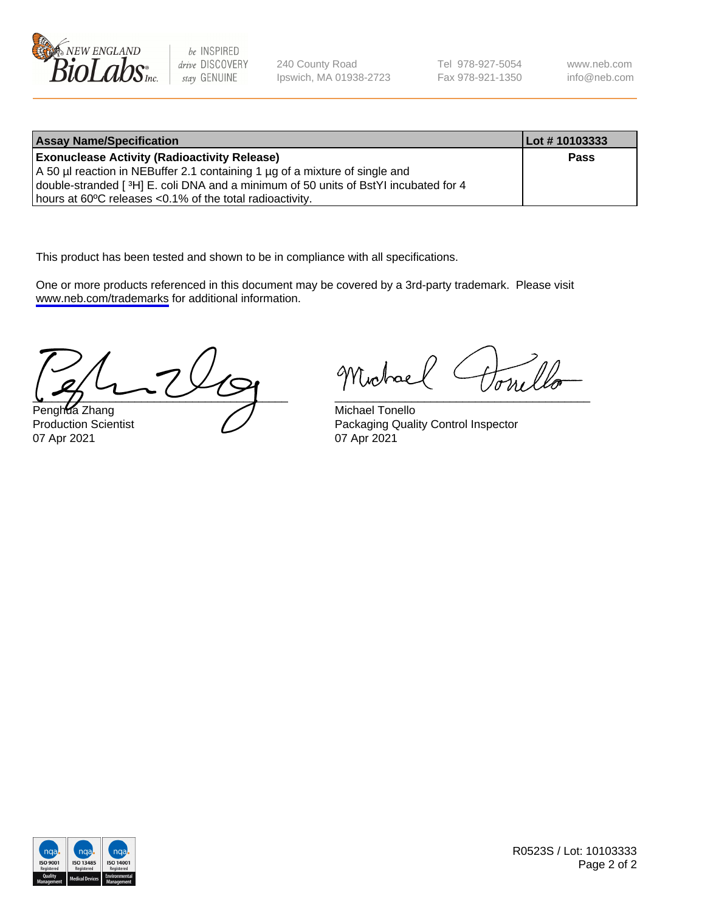New England BioLabs Inc. — be INSPIRED drive DISCOVERY stay GENUINE

240 County Road
Ipswich, MA 01938-2723

Tel 978-927-5054
Fax 978-921-1350

www.neb.com
info@neb.com

| Assay Name/Specification | Lot # 10103333 |
|---|---|
| **Exonuclease Activity (Radioactivity Release)**<br>A 50 µl reaction in NEBuffer 2.1 containing 1 µg of a mixture of single and double-stranded [ $^{3}H$] E. coli DNA and a minimum of 50 units of BstYI incubated for 4 hours at 60ºC releases <0.1% of the total radioactivity. | **Pass** |

This product has been tested and shown to be in compliance with all specifications.

One or more products referenced in this document may be covered by a 3rd-party trademark. Please visit www.neb.com/trademarks for additional information.

Penghua Zhang
Production Scientist
07 Apr 2021

Michael Tonello
Packaging Quality Control Inspector
07 Apr 2021

R0523S / Lot: 10103333